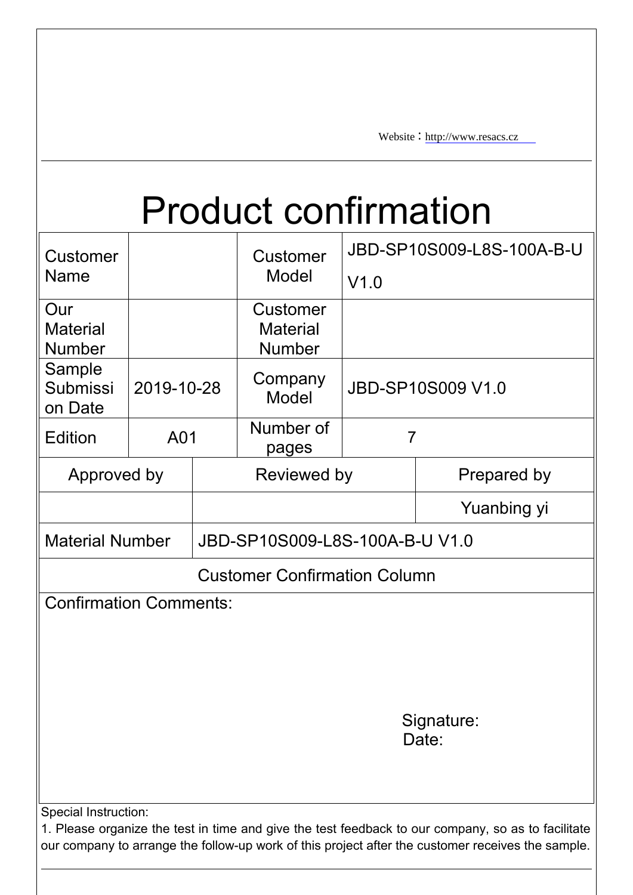Website：http://www.resacs.cz

# Product confirmation

| Customer Name | | Customer Model | JBD-SP10S009-L8S-100A-B-U V1.0 |
|---|---|---|---|
| Our Material Number | | Customer Material Number | |
| Sample Submission Date | 2019-10-28 | Company Model | JBD-SP10S009 V1.0 |
| Edition | A01 | Number of pages | 7 |

| Approved by | Reviewed by | Prepared by |
|---|---|---|
| | | Yuanbing yi |
| Material Number | JBD-SP10S009-L8S-100A-B-U V1.0 | |
| Customer Confirmation Column | | |
| Confirmation Comments: Signature: Date: | | |

Special Instruction:

1. Please organize the test in time and give the test feedback to our company, so as to facilitate our company to arrange the follow-up work of this project after the customer receives the sample.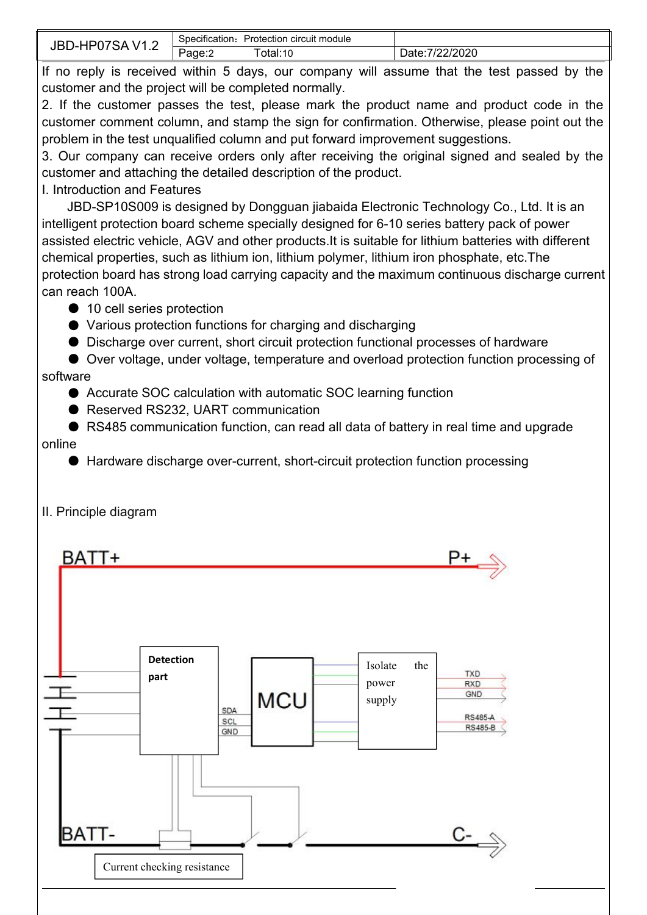If no reply is received within 5 days, our company will assume that the test passed by the customer and the project will be completed normally.

2. If the customer passes the test, please mark the product name and product code in the customer comment column, and stamp the sign for confirmation. Otherwise, please point out the problem in the test unqualified column and put forward improvement suggestions.

3. Our company can receive orders only after receiving the original signed and sealed by the customer and attaching the detailed description of the product.

## I. Introduction and Features

JBD-SP10S009 is designed by Dongguan jiabaida Electronic Technology Co., Ltd. It is an intelligent protection board scheme specially designed for 6-10 series battery pack of power assisted electric vehicle, AGV and other products.It is suitable for lithium batteries with different chemical properties, such as lithium ion, lithium polymer, lithium iron phosphate, etc.The protection board has strong load carrying capacity and the maximum continuous discharge current can reach 100A.

- 10 cell series protection
- Various protection functions for charging and discharging
- Discharge over current, short circuit protection functional processes of hardware
- Over voltage, under voltage, temperature and overload protection function processing of software
- Accurate SOC calculation with automatic SOC learning function
- Reserved RS232, UART communication
- RS485 communication function, can read all data of battery in real time and upgrade online
- Hardware discharge over-current, short-circuit protection function processing

## II. Principle diagram

BATT+ P+ Detection part SDA SCL GND MCU Isolate the power supply TXD RXD GND RS485-A RS485-B BATT- C- Current checking resistance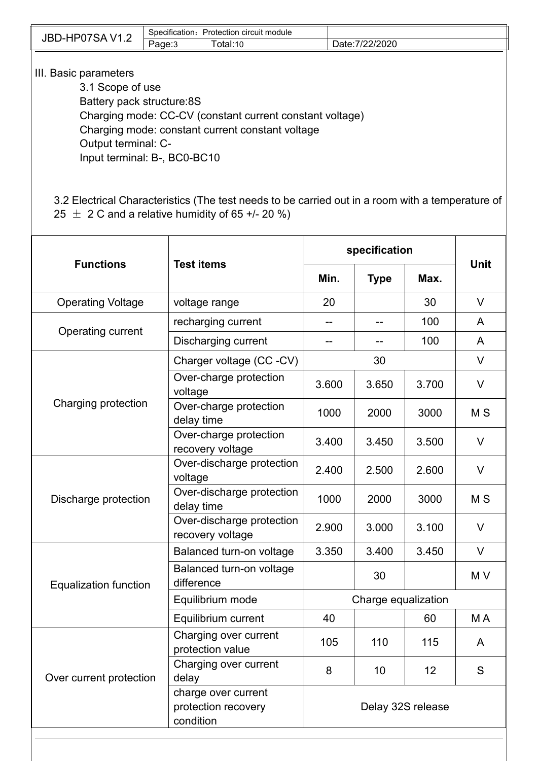III. Basic parameters

3.1 Scope of use

Battery pack structure:8S

Charging mode: CC-CV (constant current constant voltage)

Charging mode: constant current constant voltage

Output terminal: C-

Input terminal: B-, BC0-BC10

3.2 Electrical Characteristics (The test needs to be carried out in a room with a temperature of 25 ± 2 C and a relative humidity of 65 +/- 20 %)

| Functions | Test items | specification | | | Unit |
|---|---|---|---|---|---|
| | | Min. | Type | Max. | |
| Operating Voltage | voltage range | 20 | | 30 | V |
| Operating current | recharging current | -- | -- | 100 | A |
| | Discharging current | -- | -- | 100 | A |
| Charging protection | Charger voltage (CC -CV) | 30 | | | V |
| | Over-charge protection voltage | 3.600 | 3.650 | 3.700 | V |
| | Over-charge protection delay time | 1000 | 2000 | 3000 | M S |
| | Over-charge protection recovery voltage | 3.400 | 3.450 | 3.500 | V |
| Discharge protection | Over-discharge protection voltage | 2.400 | 2.500 | 2.600 | V |
| | Over-discharge protection delay time | 1000 | 2000 | 3000 | M S |
| | Over-discharge protection recovery voltage | 2.900 | 3.000 | 3.100 | V |
| Equalization function | Balanced turn-on voltage | 3.350 | 3.400 | 3.450 | V |
| | Balanced turn-on voltage difference | | 30 | | M V |
| | Equilibrium mode | Charge equalization | | | |
| | Equilibrium current | 40 | | 60 | M A |
| Over current protection | Charging over current protection value | 105 | 110 | 115 | A |
| | Charging over current delay | 8 | 10 | 12 | S |
| | charge over current protection recovery condition | Delay 32S release | | | |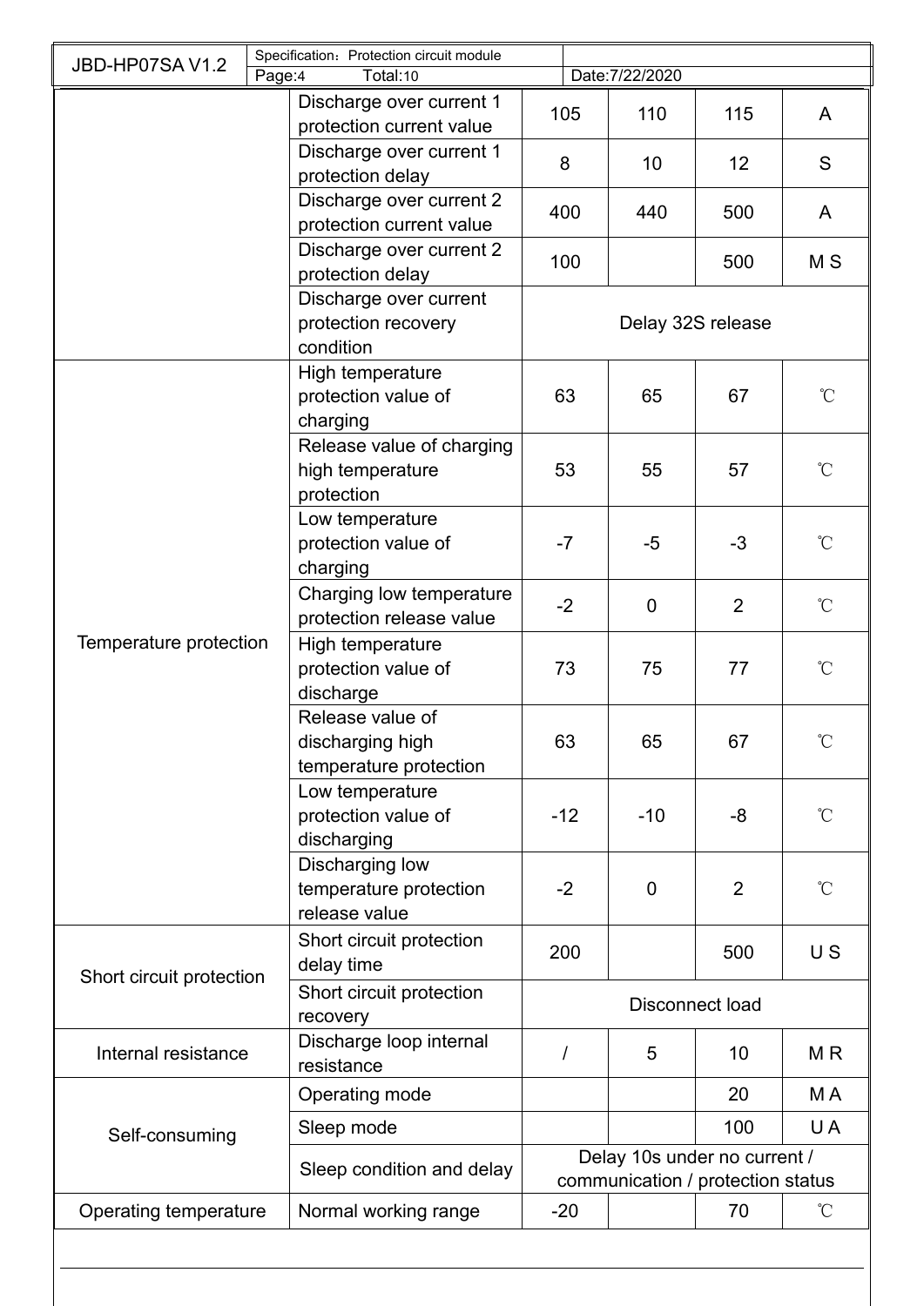| | | | | | |
|---|---|---|---|---|---|
| | Discharge over current 1 protection current value | 105 | 110 | 115 | A |
| | Discharge over current 1 protection delay | 8 | 10 | 12 | S |
| | Discharge over current 2 protection current value | 400 | 440 | 500 | A |
| | Discharge over current 2 protection delay | 100 | | 500 | M S |
| | Discharge over current protection recovery condition | Delay 32S release | | | |
| Temperature protection | High temperature protection value of charging | 63 | 65 | 67 | ℃ |
| | Release value of charging high temperature protection | 53 | 55 | 57 | ℃ |
| | Low temperature protection value of charging | -7 | -5 | -3 | ℃ |
| | Charging low temperature protection release value | -2 | 0 | 2 | ℃ |
| | High temperature protection value of discharge | 73 | 75 | 77 | ℃ |
| | Release value of discharging high temperature protection | 63 | 65 | 67 | ℃ |
| | Low temperature protection value of discharging | -12 | -10 | -8 | ℃ |
| | Discharging low temperature protection release value | -2 | 0 | 2 | ℃ |
| Short circuit protection | Short circuit protection delay time | 200 | | 500 | U S |
| | Short circuit protection recovery | Disconnect load | | | |
| Internal resistance | Discharge loop internal resistance | / | 5 | 10 | M R |
| Self-consuming | Operating mode | | | 20 | M A |
| | Sleep mode | | | 100 | U A |
| | Sleep condition and delay | Delay 10s under no current / communication / protection status | | | |
| Operating temperature | Normal working range | -20 | | 70 | ℃ |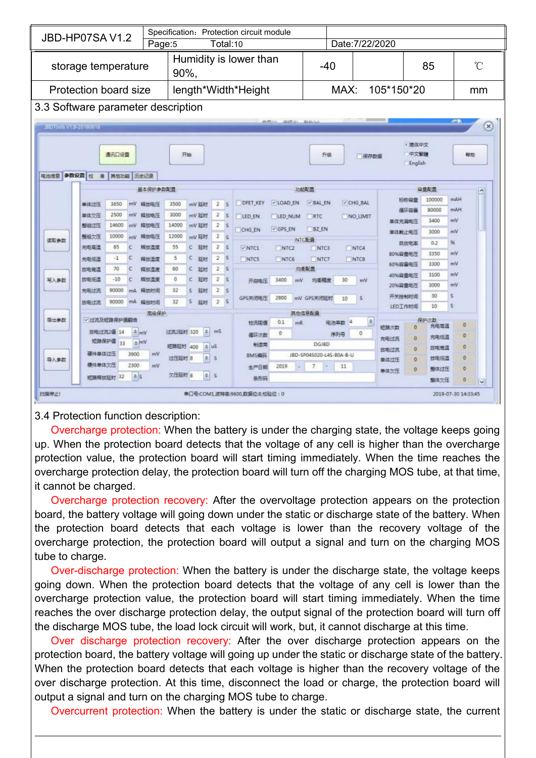| storage temperature | Humidity is lower than 90%, | -40 | | 85 | ℃ |
|---|---|---|---|---|---|
| Protection board size | length*Width*Height | MAX: 105*150*20 | | | mm |

3.3 Software parameter description

3.4 Protection function description:

Overcharge protection: When the battery is under the charging state, the voltage keeps going up. When the protection board detects that the voltage of any cell is higher than the overcharge protection value, the protection board will start timing immediately. When the time reaches the overcharge protection delay, the protection board will turn off the charging MOS tube, at that time, it cannot be charged.

Overcharge protection recovery: After the overvoltage protection appears on the protection board, the battery voltage will going down under the static or discharge state of the battery. When the protection board detects that each voltage is lower than the recovery voltage of the overcharge protection, the protection board will output a signal and turn on the charging MOS tube to charge.

Over-discharge protection: When the battery is under the discharge state, the voltage keeps going down. When the protection board detects that the voltage of any cell is lower than the overcharge protection value, the protection board will start timing immediately. When the time reaches the over discharge protection delay, the output signal of the protection board will turn off the discharge MOS tube, the load lock circuit will work, but, it cannot discharge at this time.

Over discharge protection recovery: After the over discharge protection appears on the protection board, the battery voltage will going up under the static or discharge state of the battery. When the protection board detects that each voltage is higher than the recovery voltage of the over discharge protection. At this time, disconnect the load or charge, the protection board will output a signal and turn on the charging MOS tube to charge.

Overcurrent protection: When the battery is under the static or discharge state, the current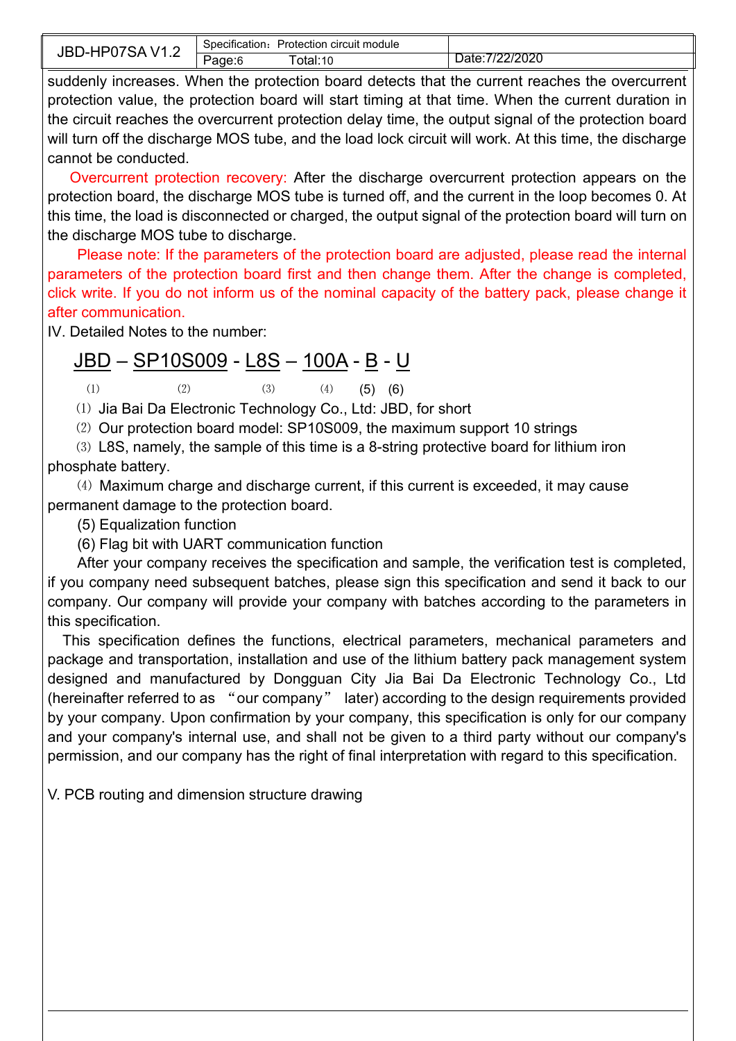suddenly increases. When the protection board detects that the current reaches the overcurrent protection value, the protection board will start timing at that time. When the current duration in the circuit reaches the overcurrent protection delay time, the output signal of the protection board will turn off the discharge MOS tube, and the load lock circuit will work. At this time, the discharge cannot be conducted.

Overcurrent protection recovery: After the discharge overcurrent protection appears on the protection board, the discharge MOS tube is turned off, and the current in the loop becomes 0. At this time, the load is disconnected or charged, the output signal of the protection board will turn on the discharge MOS tube to discharge.

Please note: If the parameters of the protection board are adjusted, please read the internal parameters of the protection board first and then change them. After the change is completed, click write. If you do not inform us of the nominal capacity of the battery pack, please change it after communication.

IV. Detailed Notes to the number:

JBD – SP10S009 - L8S – 100A - B - U

(1) (2) (3) (4) (5) (6)

(1) Jia Bai Da Electronic Technology Co., Ltd: JBD, for short

(2) Our protection board model: SP10S009, the maximum support 10 strings

(3) L8S, namely, the sample of this time is a 8-string protective board for lithium iron phosphate battery.

(4) Maximum charge and discharge current, if this current is exceeded, it may cause permanent damage to the protection board.

(5) Equalization function

(6) Flag bit with UART communication function

After your company receives the specification and sample, the verification test is completed, if you company need subsequent batches, please sign this specification and send it back to our company. Our company will provide your company with batches according to the parameters in this specification.

This specification defines the functions, electrical parameters, mechanical parameters and package and transportation, installation and use of the lithium battery pack management system designed and manufactured by Dongguan City Jia Bai Da Electronic Technology Co., Ltd (hereinafter referred to as "our company" later) according to the design requirements provided by your company. Upon confirmation by your company, this specification is only for our company and your company's internal use, and shall not be given to a third party without our company's permission, and our company has the right of final interpretation with regard to this specification.

V. PCB routing and dimension structure drawing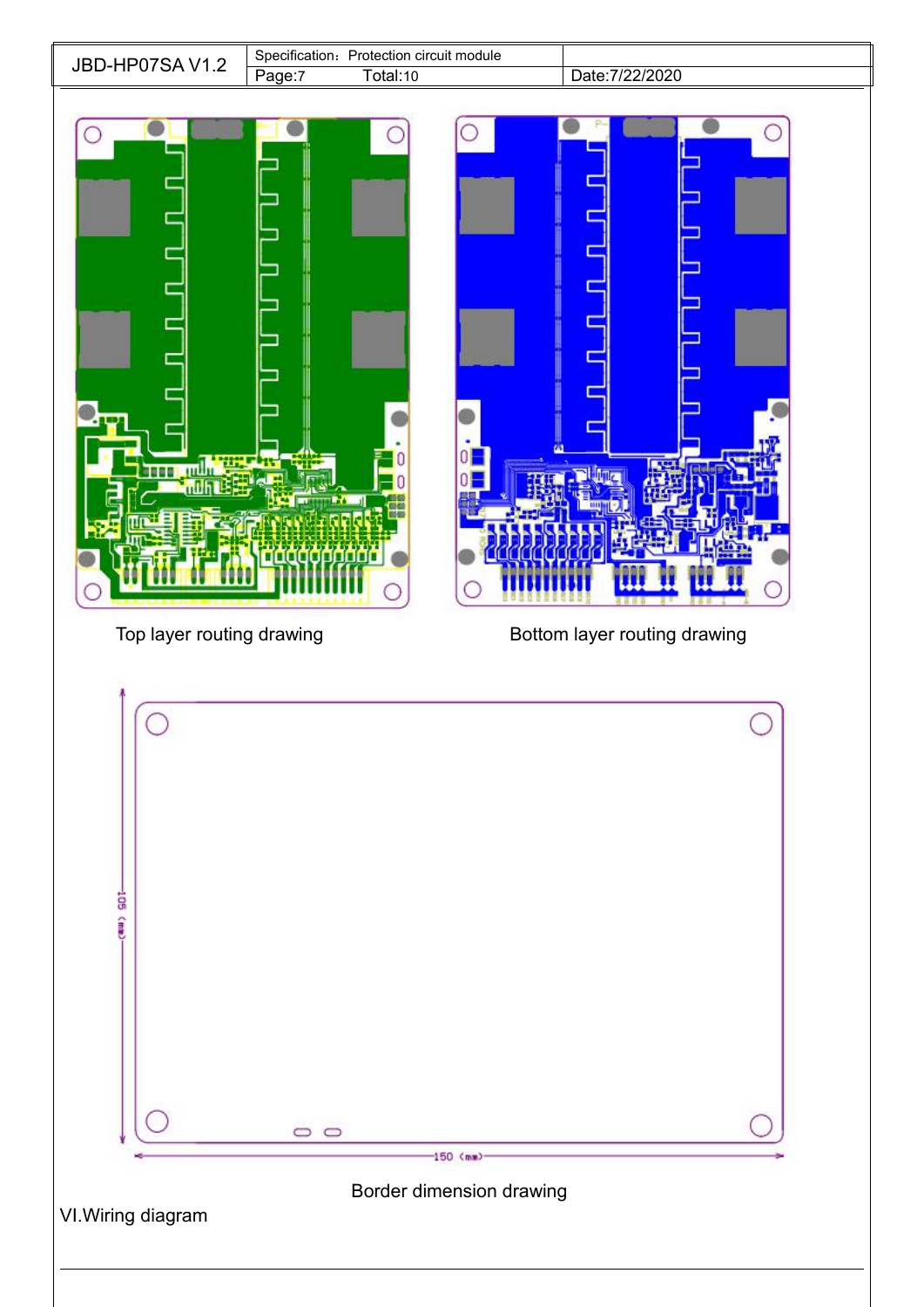Top layer routing drawing

Bottom layer routing drawing

Border dimension drawing

VI.Wiring diagram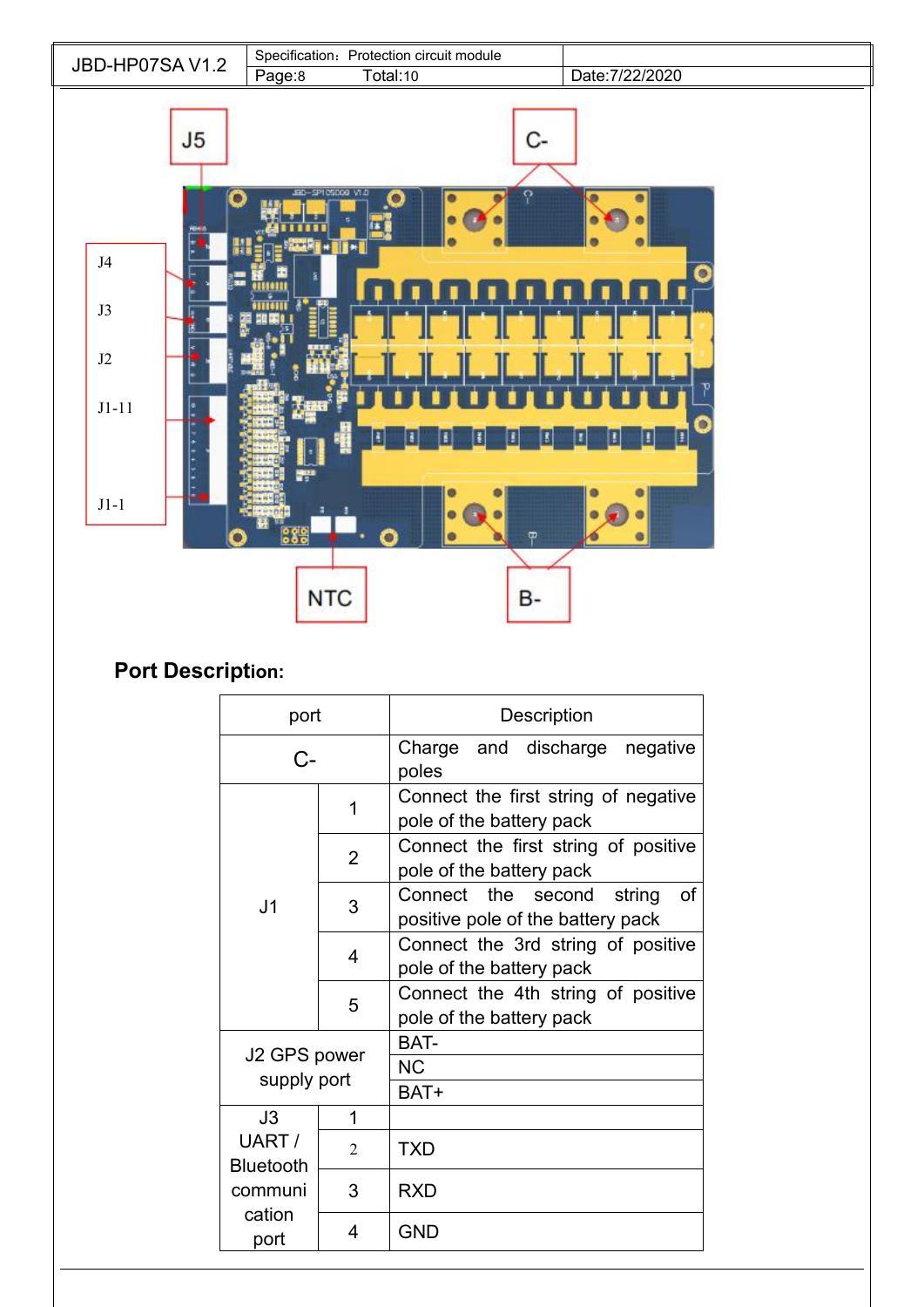J5

C-

J4

J3

J2

J1-11

J1-1

NTC

B-

## Port Description:

| port | | Description |
|---|---|---|
| C- | | Charge and discharge negative poles |
| J1 | 1 | Connect the first string of negative pole of the battery pack |
| | 2 | Connect the first string of positive pole of the battery pack |
| | 3 | Connect the second string of positive pole of the battery pack |
| | 4 | Connect the 3rd string of positive pole of the battery pack |
| | 5 | Connect the 4th string of positive pole of the battery pack |
| J2 GPS power supply port | | BAT- |
| | | NC |
| | | BAT+ |
| J3 UART / Bluetooth communication port | 1 | |
| | 2 | TXD |
| | 3 | RXD |
| | 4 | GND |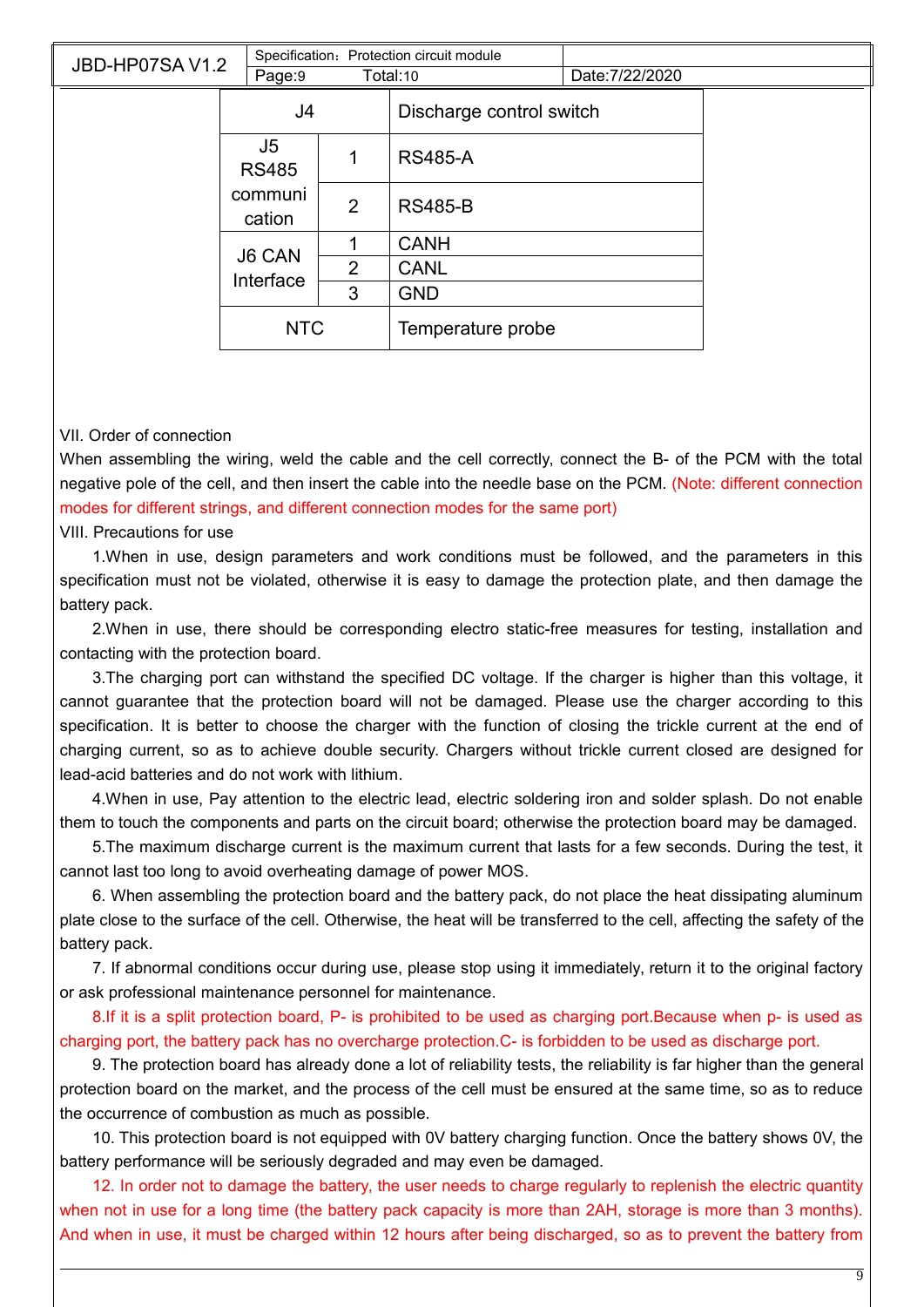| | | |
|---|---|---|
| J4 | | Discharge control switch |
| J5 RS485 communication | 1 | RS485-A |
| | 2 | RS485-B |
| J6 CAN Interface | 1 | CANH |
| | 2 | CANL |
| | 3 | GND |
| NTC | | Temperature probe |

VII. Order of connection

When assembling the wiring, weld the cable and the cell correctly, connect the B- of the PCM with the total negative pole of the cell, and then insert the cable into the needle base on the PCM. (Note: different connection modes for different strings, and different connection modes for the same port)

VIII. Precautions for use

1.When in use, design parameters and work conditions must be followed, and the parameters in this specification must not be violated, otherwise it is easy to damage the protection plate, and then damage the battery pack.

2.When in use, there should be corresponding electro static-free measures for testing, installation and contacting with the protection board.

3.The charging port can withstand the specified DC voltage. If the charger is higher than this voltage, it cannot guarantee that the protection board will not be damaged. Please use the charger according to this specification. It is better to choose the charger with the function of closing the trickle current at the end of charging current, so as to achieve double security. Chargers without trickle current closed are designed for lead-acid batteries and do not work with lithium.

4.When in use, Pay attention to the electric lead, electric soldering iron and solder splash. Do not enable them to touch the components and parts on the circuit board; otherwise the protection board may be damaged.

5.The maximum discharge current is the maximum current that lasts for a few seconds. During the test, it cannot last too long to avoid overheating damage of power MOS.

6. When assembling the protection board and the battery pack, do not place the heat dissipating aluminum plate close to the surface of the cell. Otherwise, the heat will be transferred to the cell, affecting the safety of the battery pack.

7. If abnormal conditions occur during use, please stop using it immediately, return it to the original factory or ask professional maintenance personnel for maintenance.

8.If it is a split protection board, P- is prohibited to be used as charging port.Because when p- is used as charging port, the battery pack has no overcharge protection.C- is forbidden to be used as discharge port.

9. The protection board has already done a lot of reliability tests, the reliability is far higher than the general protection board on the market, and the process of the cell must be ensured at the same time, so as to reduce the occurrence of combustion as much as possible.

10. This protection board is not equipped with 0V battery charging function. Once the battery shows 0V, the battery performance will be seriously degraded and may even be damaged.

12. In order not to damage the battery, the user needs to charge regularly to replenish the electric quantity when not in use for a long time (the battery pack capacity is more than 2AH, storage is more than 3 months). And when in use, it must be charged within 12 hours after being discharged, so as to prevent the battery from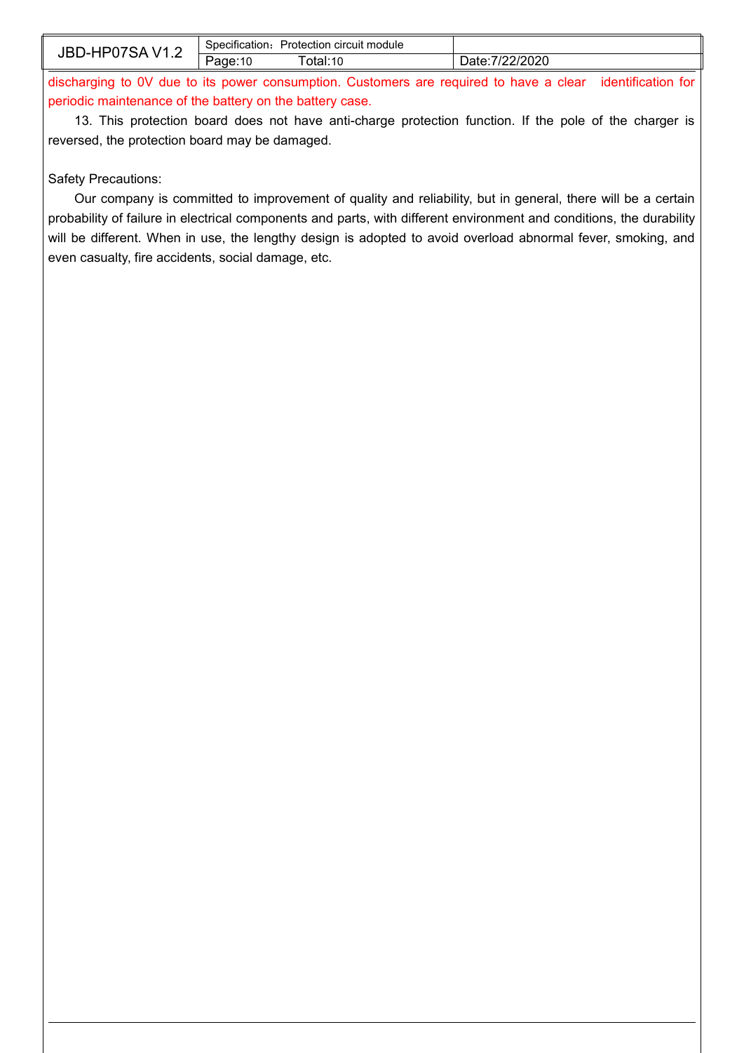discharging to 0V due to its power consumption. Customers are required to have a clear identification for periodic maintenance of the battery on the battery case.

13. This protection board does not have anti-charge protection function. If the pole of the charger is reversed, the protection board may be damaged.

Safety Precautions:

Our company is committed to improvement of quality and reliability, but in general, there will be a certain probability of failure in electrical components and parts, with different environment and conditions, the durability will be different. When in use, the lengthy design is adopted to avoid overload abnormal fever, smoking, and even casualty, fire accidents, social damage, etc.